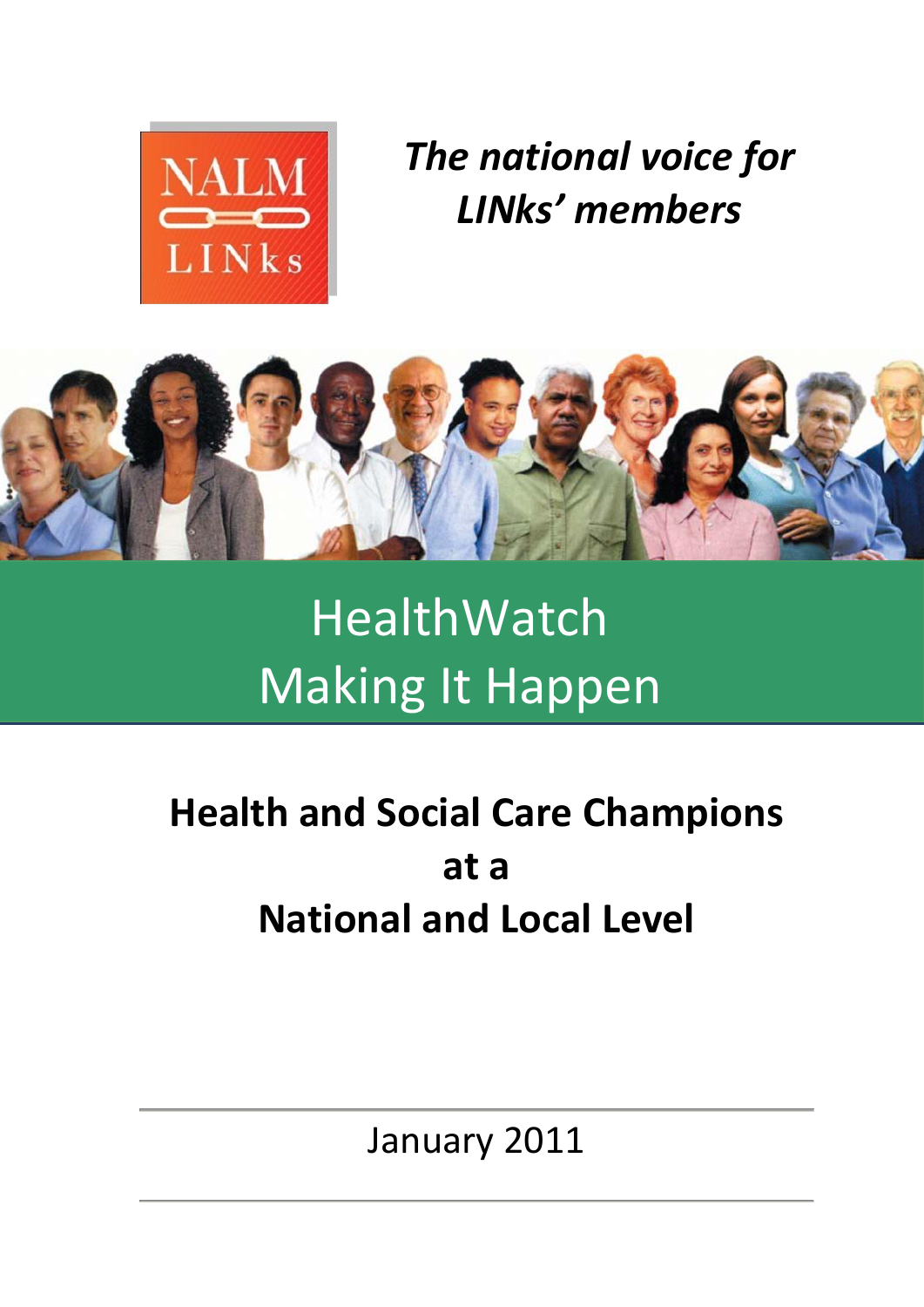NALM LINKs

*The national voice for LINks' members*

# HealthWatch
# Making It Happen

## Health and Social Care Champions at a National and Local Level

January 2011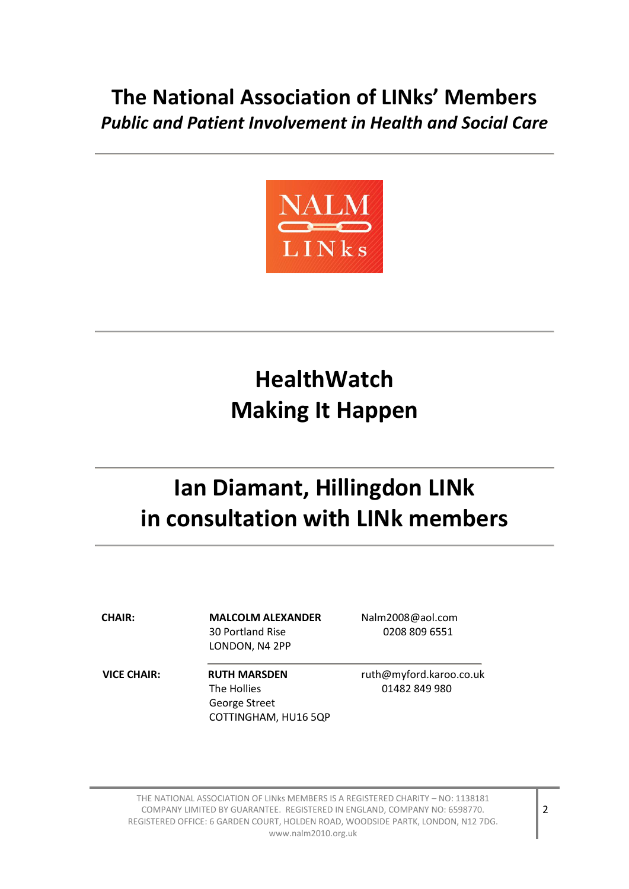# The National Association of LINks' Members

***Public and Patient Involvement in Health and Social Care***

---

NALM LINks

---

## HealthWatch
## Making It Happen

---

## Ian Diamant, Hillingdon LINk
## in consultation with LINk members

---

| | | |
|---|---|---|
| **CHAIR:** | **MALCOLM ALEXANDER**<br>30 Portland Rise<br>LONDON, N4 2PP | Nalm2008@aol.com<br>0208 809 6551 |
| **VICE CHAIR:** | **RUTH MARSDEN**<br>The Hollies<br>George Street<br>COTTINGHAM, HU16 5QP | ruth@myford.karoo.co.uk<br>01482 849 980 |

THE NATIONAL ASSOCIATION OF LINks MEMBERS IS A REGISTERED CHARITY – NO: 1138181
COMPANY LIMITED BY GUARANTEE. REGISTERED IN ENGLAND, COMPANY NO: 6598770.
REGISTERED OFFICE: 6 GARDEN COURT, HOLDEN ROAD, WOODSIDE PARTK, LONDON, N12 7DG.
www.nalm2010.org.uk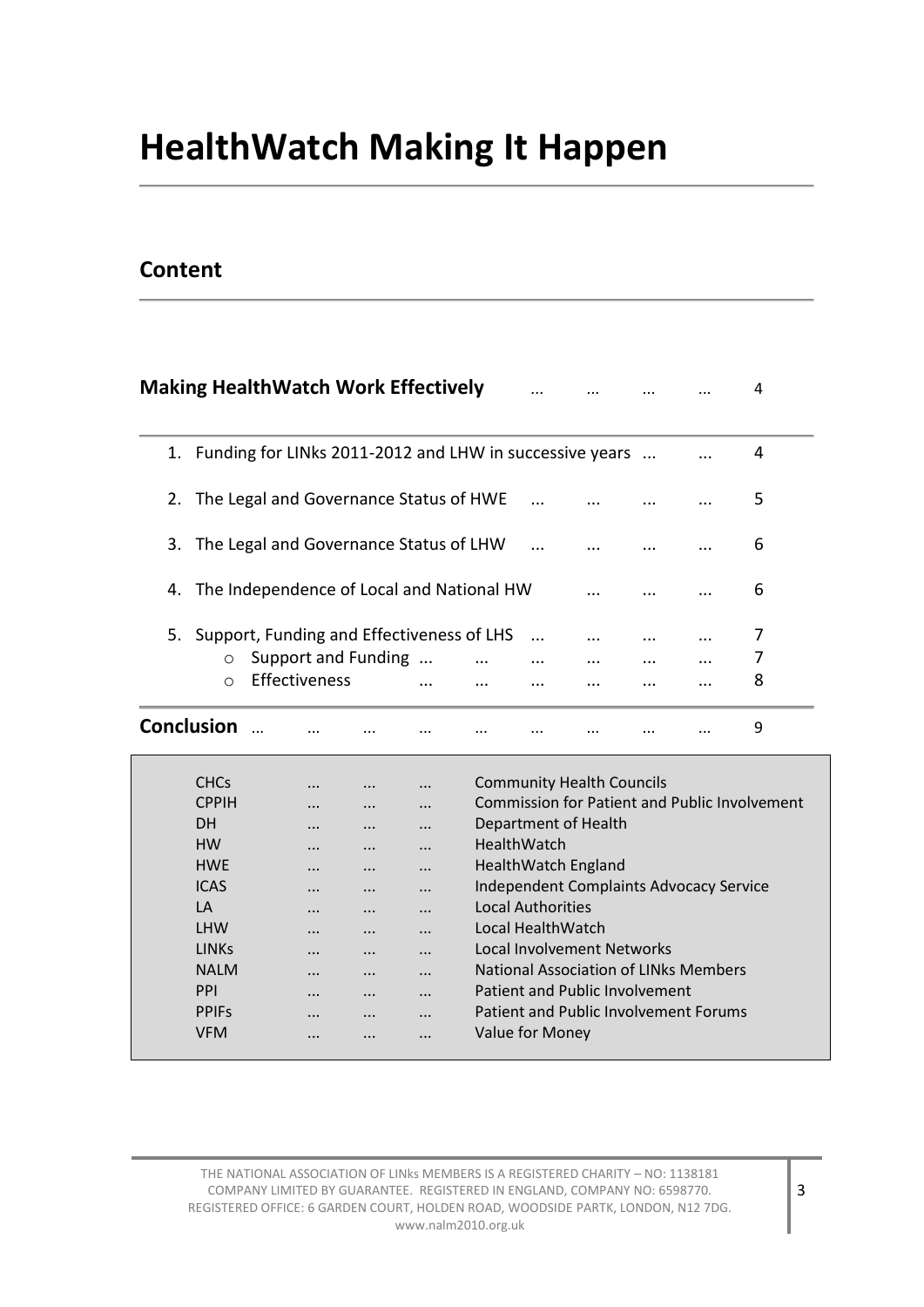# HealthWatch Making It Happen

## Content

**Making HealthWatch Work Effectively** ... ... ... ... 4

1. Funding for LINks 2011-2012 and LHW in successive years ... ... 4
2. The Legal and Governance Status of HWE ... ... ... ... 5
3. The Legal and Governance Status of LHW ... ... ... ... 6
4. The Independence of Local and National HW ... ... ... 6
5. Support, Funding and Effectiveness of LHS ... ... ... ... 7
    - Support and Funding ... ... ... ... ... ... 7
    - Effectiveness ... ... ... ... ... ... 8

**Conclusion** ... ... ... ... ... ... ... ... ... 9

| | |
|---|---|
| CHCs ... ... ... | Community Health Councils |
| CPPIH ... ... ... | Commission for Patient and Public Involvement |
| DH ... ... ... | Department of Health |
| HW ... ... ... | HealthWatch |
| HWE ... ... ... | HealthWatch England |
| ICAS ... ... ... | Independent Complaints Advocacy Service |
| LA ... ... ... | Local Authorities |
| LHW ... ... ... | Local HealthWatch |
| LINKs ... ... ... | Local Involvement Networks |
| NALM ... ... ... | National Association of LINks Members |
| PPI ... ... ... | Patient and Public Involvement |
| PPIFs ... ... ... | Patient and Public Involvement Forums |
| VFM ... ... ... | Value for Money |

THE NATIONAL ASSOCIATION OF LINks MEMBERS IS A REGISTERED CHARITY – NO: 1138181
COMPANY LIMITED BY GUARANTEE. REGISTERED IN ENGLAND, COMPANY NO: 6598770.
REGISTERED OFFICE: 6 GARDEN COURT, HOLDEN ROAD, WOODSIDE PARTK, LONDON, N12 7DG.
www.nalm2010.org.uk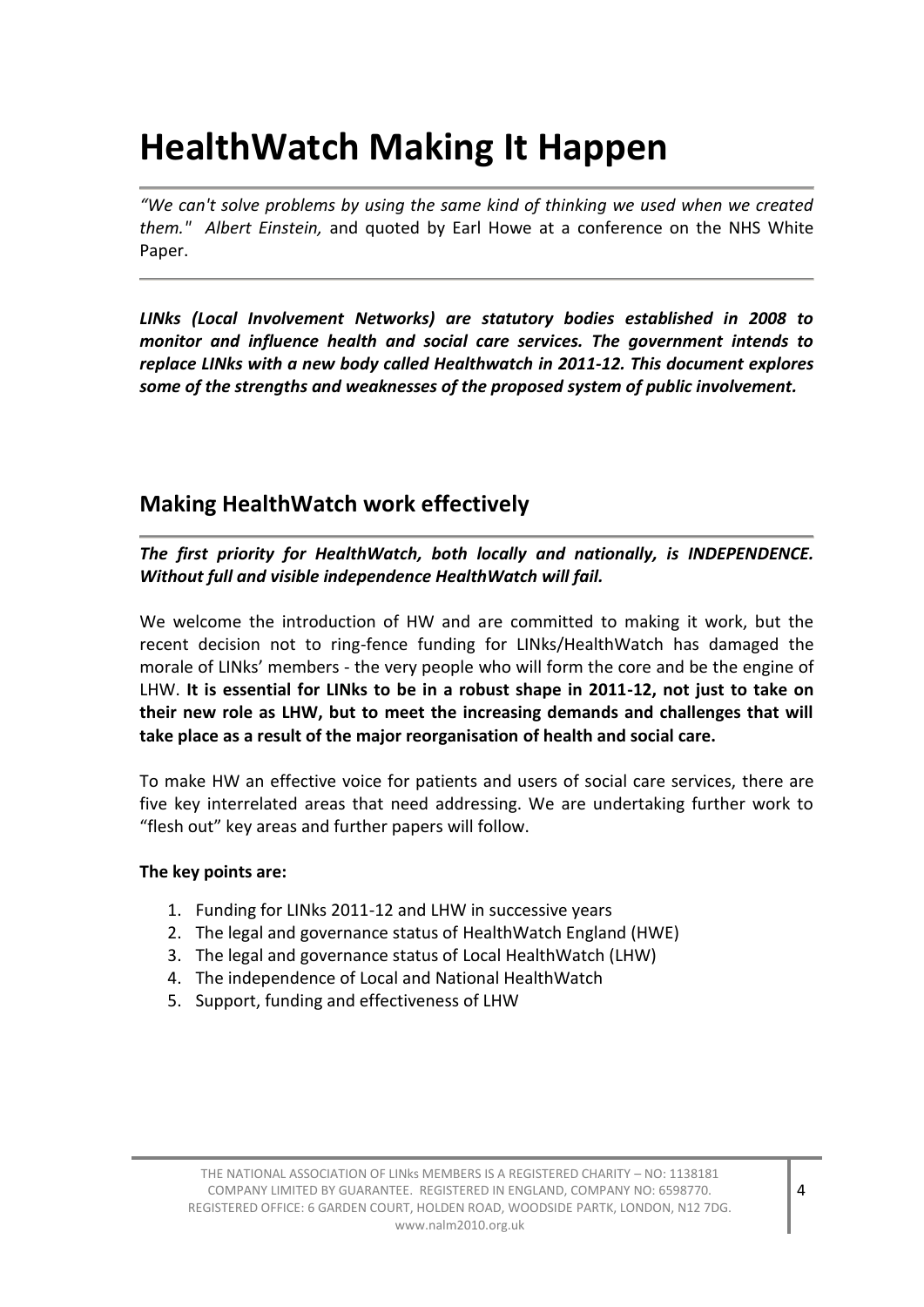# HealthWatch Making It Happen

*"We can't solve problems by using the same kind of thinking we used when we created them." Albert Einstein,* and quoted by Earl Howe at a conference on the NHS White Paper.

***LINks (Local Involvement Networks) are statutory bodies established in 2008 to monitor and influence health and social care services. The government intends to replace LINks with a new body called Healthwatch in 2011-12. This document explores some of the strengths and weaknesses of the proposed system of public involvement.***

## Making HealthWatch work effectively

***The first priority for HealthWatch, both locally and nationally, is INDEPENDENCE. Without full and visible independence HealthWatch will fail.***

We welcome the introduction of HW and are committed to making it work, but the recent decision not to ring-fence funding for LINks/HealthWatch has damaged the morale of LINks' members - the very people who will form the core and be the engine of LHW. **It is essential for LINks to be in a robust shape in 2011-12, not just to take on their new role as LHW, but to meet the increasing demands and challenges that will take place as a result of the major reorganisation of health and social care.**

To make HW an effective voice for patients and users of social care services, there are five key interrelated areas that need addressing. We are undertaking further work to "flesh out" key areas and further papers will follow.

**The key points are:**

1. Funding for LINks 2011-12 and LHW in successive years
2. The legal and governance status of HealthWatch England (HWE)
3. The legal and governance status of Local HealthWatch (LHW)
4. The independence of Local and National HealthWatch
5. Support, funding and effectiveness of LHW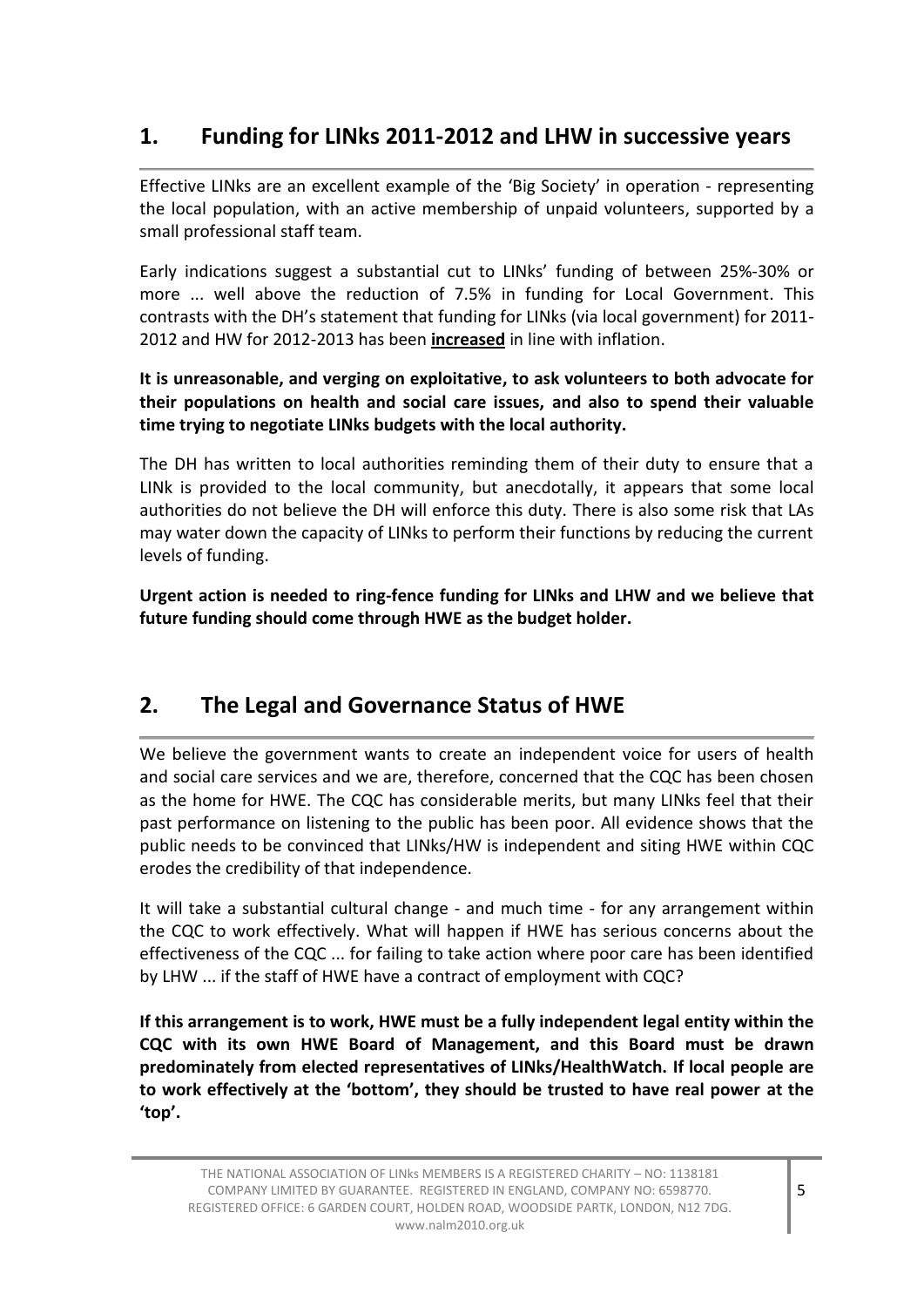## 1. Funding for LINks 2011-2012 and LHW in successive years

Effective LINks are an excellent example of the 'Big Society' in operation - representing the local population, with an active membership of unpaid volunteers, supported by a small professional staff team.

Early indications suggest a substantial cut to LINks' funding of between 25%-30% or more ... well above the reduction of 7.5% in funding for Local Government. This contrasts with the DH's statement that funding for LINks (via local government) for 2011-2012 and HW for 2012-2013 has been **increased** in line with inflation.

**It is unreasonable, and verging on exploitative, to ask volunteers to both advocate for their populations on health and social care issues, and also to spend their valuable time trying to negotiate LINks budgets with the local authority.**

The DH has written to local authorities reminding them of their duty to ensure that a LINk is provided to the local community, but anecdotally, it appears that some local authorities do not believe the DH will enforce this duty. There is also some risk that LAs may water down the capacity of LINks to perform their functions by reducing the current levels of funding.

**Urgent action is needed to ring-fence funding for LINks and LHW and we believe that future funding should come through HWE as the budget holder.**

## 2. The Legal and Governance Status of HWE

We believe the government wants to create an independent voice for users of health and social care services and we are, therefore, concerned that the CQC has been chosen as the home for HWE. The CQC has considerable merits, but many LINks feel that their past performance on listening to the public has been poor. All evidence shows that the public needs to be convinced that LINks/HW is independent and siting HWE within CQC erodes the credibility of that independence.

It will take a substantial cultural change - and much time - for any arrangement within the CQC to work effectively. What will happen if HWE has serious concerns about the effectiveness of the CQC ... for failing to take action where poor care has been identified by LHW ... if the staff of HWE have a contract of employment with CQC?

**If this arrangement is to work, HWE must be a fully independent legal entity within the CQC with its own HWE Board of Management, and this Board must be drawn predominately from elected representatives of LINks/HealthWatch. If local people are to work effectively at the 'bottom', they should be trusted to have real power at the 'top'.**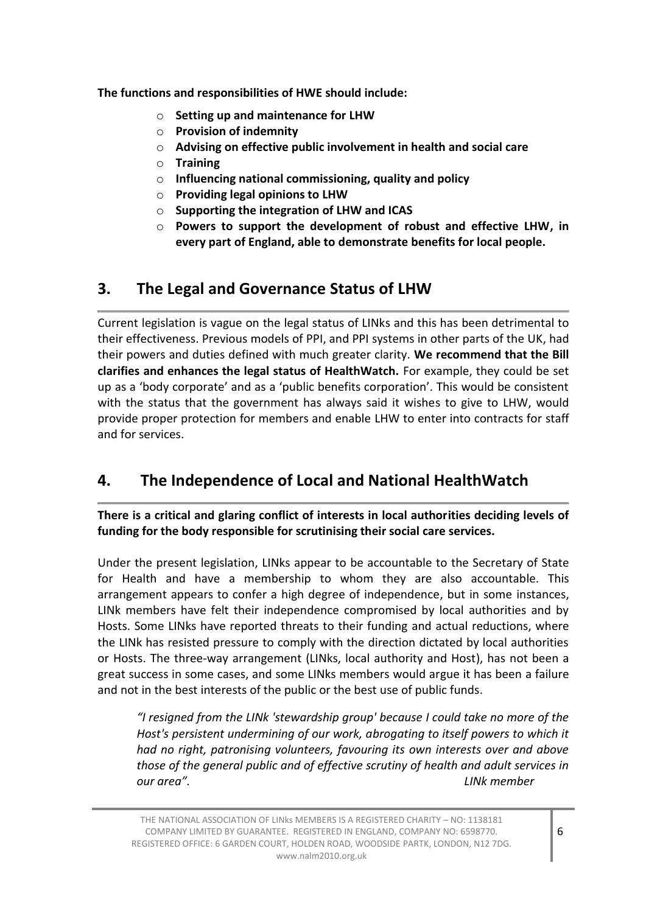**The functions and responsibilities of HWE should include:**

- **Setting up and maintenance for LHW**
- **Provision of indemnity**
- **Advising on effective public involvement in health and social care**
- **Training**
- **Influencing national commissioning, quality and policy**
- **Providing legal opinions to LHW**
- **Supporting the integration of LHW and ICAS**
- **Powers to support the development of robust and effective LHW, in every part of England, able to demonstrate benefits for local people.**

## 3. The Legal and Governance Status of LHW

Current legislation is vague on the legal status of LINks and this has been detrimental to their effectiveness. Previous models of PPI, and PPI systems in other parts of the UK, had their powers and duties defined with much greater clarity. **We recommend that the Bill clarifies and enhances the legal status of HealthWatch.** For example, they could be set up as a 'body corporate' and as a 'public benefits corporation'. This would be consistent with the status that the government has always said it wishes to give to LHW, would provide proper protection for members and enable LHW to enter into contracts for staff and for services.

## 4. The Independence of Local and National HealthWatch

**There is a critical and glaring conflict of interests in local authorities deciding levels of funding for the body responsible for scrutinising their social care services.**

Under the present legislation, LINks appear to be accountable to the Secretary of State for Health and have a membership to whom they are also accountable. This arrangement appears to confer a high degree of independence, but in some instances, LINk members have felt their independence compromised by local authorities and by Hosts. Some LINks have reported threats to their funding and actual reductions, where the LINk has resisted pressure to comply with the direction dictated by local authorities or Hosts. The three-way arrangement (LINks, local authority and Host), has not been a great success in some cases, and some LINks members would argue it has been a failure and not in the best interests of the public or the best use of public funds.

> *"I resigned from the LINk 'stewardship group' because I could take no more of the Host's persistent undermining of our work, abrogating to itself powers to which it had no right, patronising volunteers, favouring its own interests over and above those of the general public and of effective scrutiny of health and adult services in our area".* *LINk member*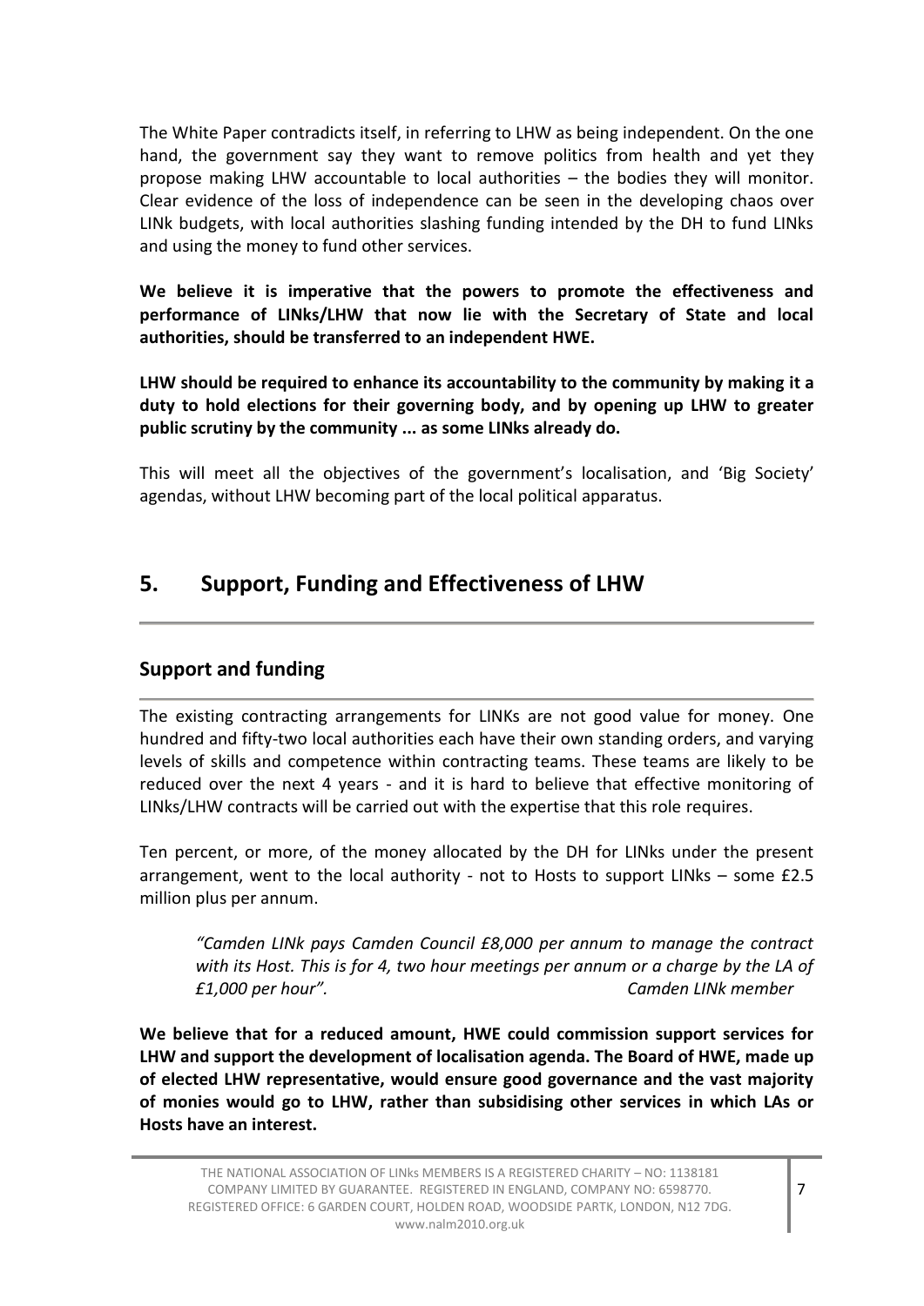The White Paper contradicts itself, in referring to LHW as being independent. On the one hand, the government say they want to remove politics from health and yet they propose making LHW accountable to local authorities – the bodies they will monitor. Clear evidence of the loss of independence can be seen in the developing chaos over LINk budgets, with local authorities slashing funding intended by the DH to fund LINks and using the money to fund other services.

**We believe it is imperative that the powers to promote the effectiveness and performance of LINks/LHW that now lie with the Secretary of State and local authorities, should be transferred to an independent HWE.**

**LHW should be required to enhance its accountability to the community by making it a duty to hold elections for their governing body, and by opening up LHW to greater public scrutiny by the community ... as some LINks already do.**

This will meet all the objectives of the government's localisation, and 'Big Society' agendas, without LHW becoming part of the local political apparatus.

## 5. Support, Funding and Effectiveness of LHW

### Support and funding

The existing contracting arrangements for LINks are not good value for money. One hundred and fifty-two local authorities each have their own standing orders, and varying levels of skills and competence within contracting teams. These teams are likely to be reduced over the next 4 years - and it is hard to believe that effective monitoring of LINks/LHW contracts will be carried out with the expertise that this role requires.

Ten percent, or more, of the money allocated by the DH for LINks under the present arrangement, went to the local authority - not to Hosts to support LINks – some £2.5 million plus per annum.

> *"Camden LINk pays Camden Council £8,000 per annum to manage the contract with its Host. This is for 4, two hour meetings per annum or a charge by the LA of £1,000 per hour".* *Camden LINk member*

**We believe that for a reduced amount, HWE could commission support services for LHW and support the development of localisation agenda. The Board of HWE, made up of elected LHW representative, would ensure good governance and the vast majority of monies would go to LHW, rather than subsidising other services in which LAs or Hosts have an interest.**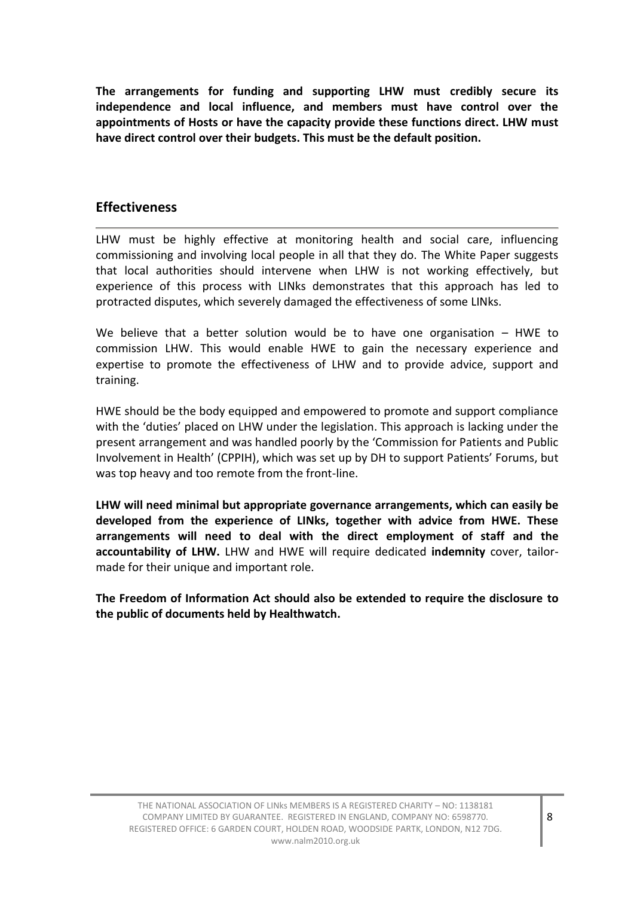**The arrangements for funding and supporting LHW must credibly secure its independence and local influence, and members must have control over the appointments of Hosts or have the capacity provide these functions direct. LHW must have direct control over their budgets. This must be the default position.**

## Effectiveness

LHW must be highly effective at monitoring health and social care, influencing commissioning and involving local people in all that they do. The White Paper suggests that local authorities should intervene when LHW is not working effectively, but experience of this process with LINks demonstrates that this approach has led to protracted disputes, which severely damaged the effectiveness of some LINks.

We believe that a better solution would be to have one organisation – HWE to commission LHW. This would enable HWE to gain the necessary experience and expertise to promote the effectiveness of LHW and to provide advice, support and training.

HWE should be the body equipped and empowered to promote and support compliance with the 'duties' placed on LHW under the legislation. This approach is lacking under the present arrangement and was handled poorly by the 'Commission for Patients and Public Involvement in Health' (CPPIH), which was set up by DH to support Patients' Forums, but was top heavy and too remote from the front-line.

**LHW will need minimal but appropriate governance arrangements, which can easily be developed from the experience of LINks, together with advice from HWE. These arrangements will need to deal with the direct employment of staff and the accountability of LHW.** LHW and HWE will require dedicated **indemnity** cover, tailor-made for their unique and important role.

**The Freedom of Information Act should also be extended to require the disclosure to the public of documents held by Healthwatch.**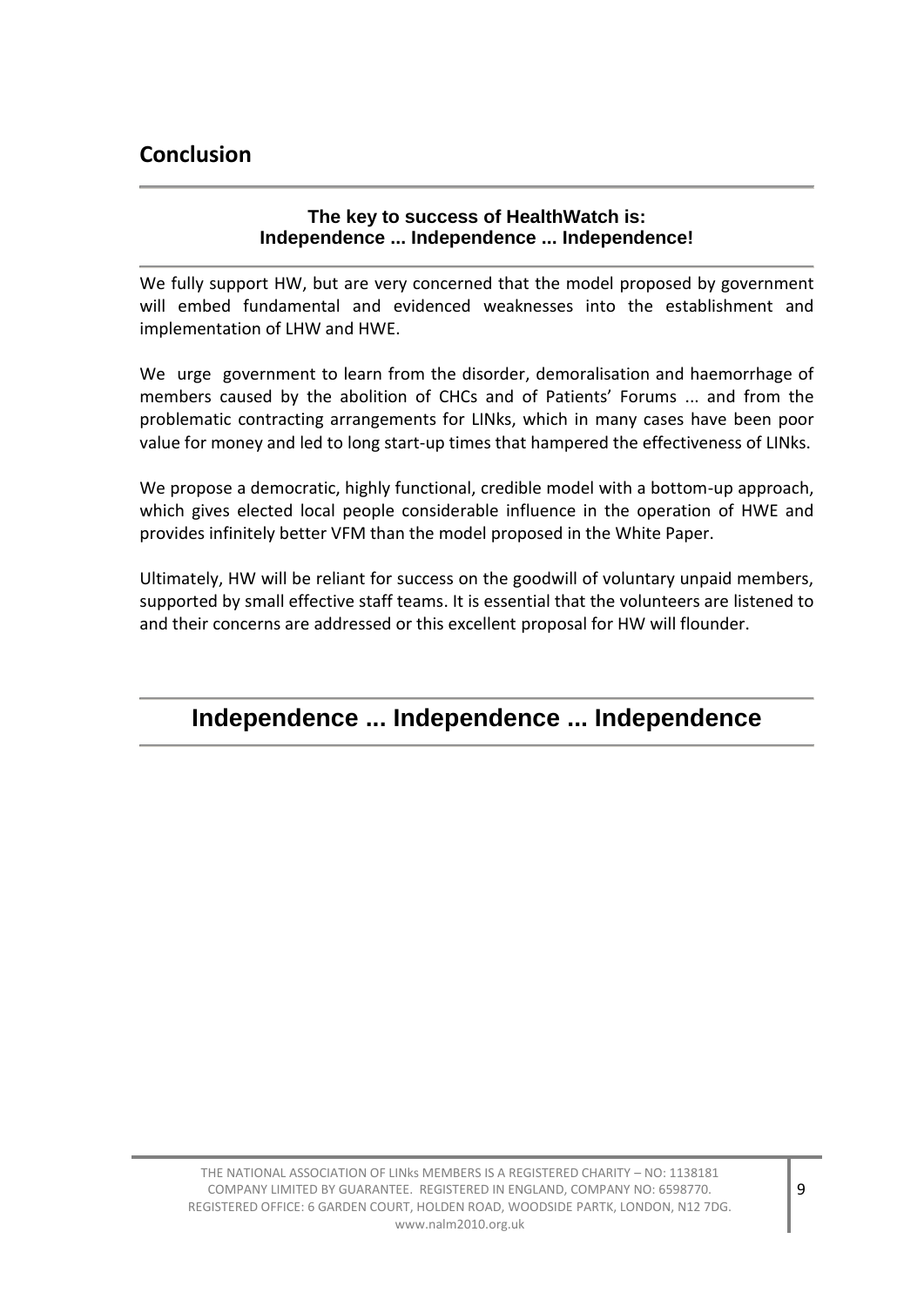## Conclusion

**The key to success of HealthWatch is:**
**Independence ... Independence ... Independence!**

We fully support HW, but are very concerned that the model proposed by government will embed fundamental and evidenced weaknesses into the establishment and implementation of LHW and HWE.

We urge government to learn from the disorder, demoralisation and haemorrhage of members caused by the abolition of CHCs and of Patients' Forums ... and from the problematic contracting arrangements for LINks, which in many cases have been poor value for money and led to long start-up times that hampered the effectiveness of LINks.

We propose a democratic, highly functional, credible model with a bottom-up approach, which gives elected local people considerable influence in the operation of HWE and provides infinitely better VFM than the model proposed in the White Paper.

Ultimately, HW will be reliant for success on the goodwill of voluntary unpaid members, supported by small effective staff teams. It is essential that the volunteers are listened to and their concerns are addressed or this excellent proposal for HW will flounder.

## Independence ... Independence ... Independence